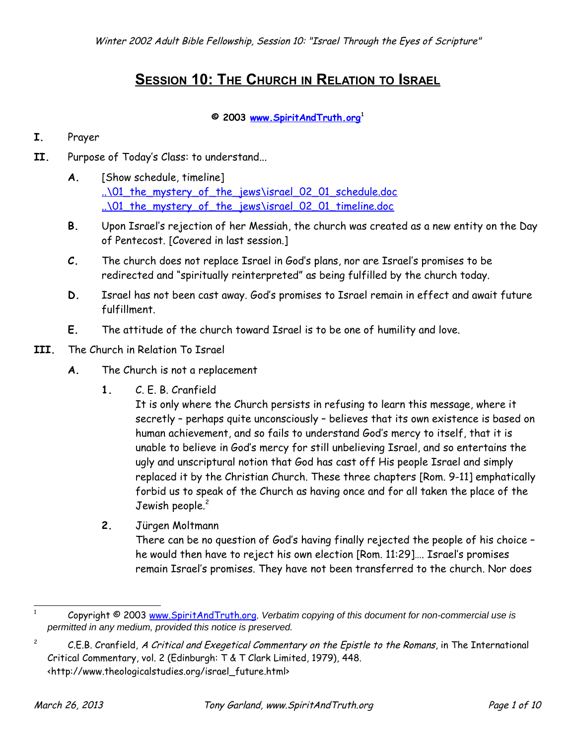# Session 10: The Church in Relation to Israel

**© 2003 [www.SpiritAndTruth.org](http://www.SpiritAndTruth.org)**[1]

**I.** Prayer

**II.** Purpose of Today's Class: to understand...

**A.** [Show schedule, timeline]
..\01_the_mystery_of_the_jews\israel_02_01_schedule.doc
..\01_the_mystery_of_the_jews\israel_02_01_timeline.doc

**B.** Upon Israel's rejection of her Messiah, the church was created as a new entity on the Day of Pentecost. [Covered in last session.]

**C.** The church does not replace Israel in God's plans, nor are Israel's promises to be redirected and "spiritually reinterpreted" as being fulfilled by the church today.

**D.** Israel has not been cast away. God's promises to Israel remain in effect and await future fulfillment.

**E.** The attitude of the church toward Israel is to be one of humility and love.

**III.** The Church in Relation To Israel

**A.** The Church is not a replacement

**1.** C. E. B. Cranfield
It is only where the Church persists in refusing to learn this message, where it secretly – perhaps quite unconsciously – believes that its own existence is based on human achievement, and so fails to understand God's mercy to itself, that it is unable to believe in God's mercy for still unbelieving Israel, and so entertains the ugly and unscriptural notion that God has cast off His people Israel and simply replaced it by the Christian Church. These three chapters [Rom. 9-11] emphatically forbid us to speak of the Church as having once and for all taken the place of the Jewish people.[2]

**2.** Jürgen Moltmann
There can be no question of God's having finally rejected the people of his choice – he would then have to reject his own election [Rom. 11:29]…. Israel's promises remain Israel's promises. They have not been transferred to the church. Nor does

---

[1] Copyright © 2003 [www.SpiritAndTruth.org](http://www.SpiritAndTruth.org). *Verbatim copying of this document for non-commercial use is permitted in any medium, provided this notice is preserved.*

[2] C.E.B. Cranfield, *A Critical and Exegetical Commentary on the Epistle to the Romans*, in The International Critical Commentary, vol. 2 (Edinburgh: T & T Clark Limited, 1979), 448. <http://www.theologicalstudies.org/israel_future.html>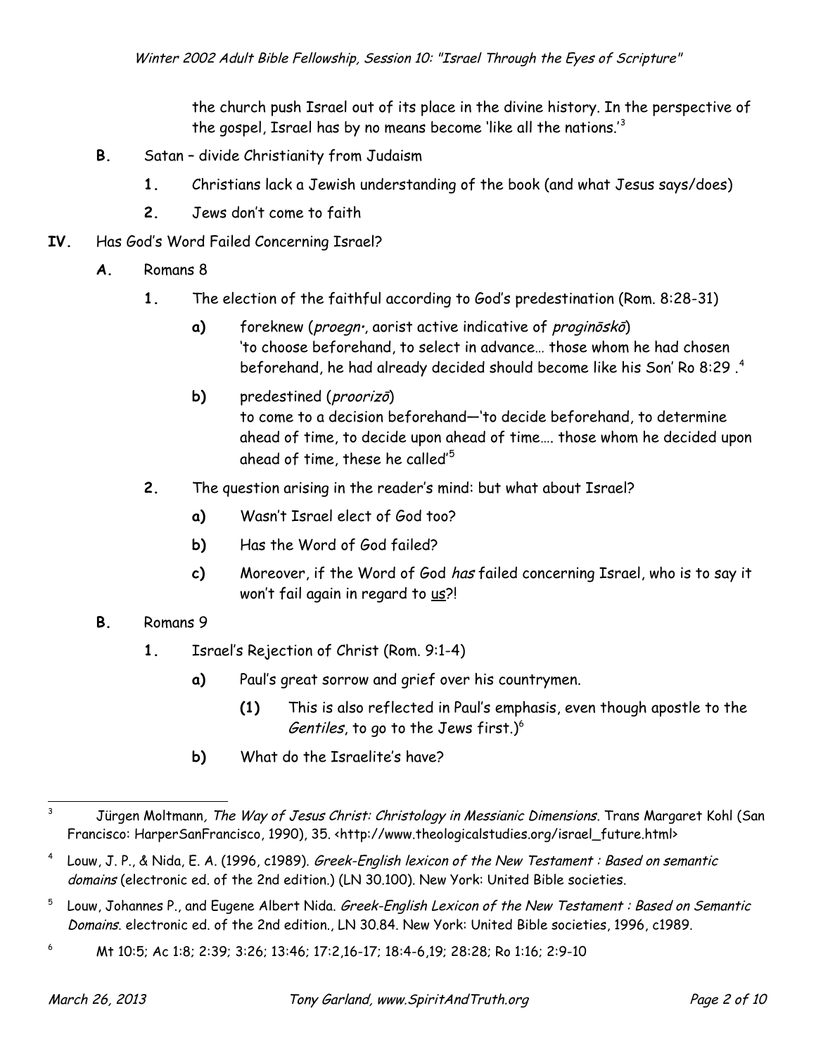the church push Israel out of its place in the divine history. In the perspective of the gospel, Israel has by no means become 'like all the nations.'[3]

- **B.** Satan – divide Christianity from Judaism
  - **1.** Christians lack a Jewish understanding of the book (and what Jesus says/does)
  - **2.** Jews don't come to faith

**IV.** Has God's Word Failed Concerning Israel?

- **A.** Romans 8
  - **1.** The election of the faithful according to God's predestination (Rom. 8:28-31)
    - **a)** foreknew (*proegn·*, aorist active indicative of *proginōskō*)
      'to choose beforehand, to select in advance… those whom he had chosen beforehand, he had already decided should become like his Son' Ro 8:29 .[4]
    - **b)** predestined (*proorizō*)
      to come to a decision beforehand—'to decide beforehand, to determine ahead of time, to decide upon ahead of time…. those whom he decided upon ahead of time, these he called'[5]
  - **2.** The question arising in the reader's mind: but what about Israel?
    - **a)** Wasn't Israel elect of God too?
    - **b)** Has the Word of God failed?
    - **c)** Moreover, if the Word of God *has* failed concerning Israel, who is to say it won't fail again in regard to <u>us</u>?!
- **B.** Romans 9
  - **1.** Israel's Rejection of Christ (Rom. 9:1-4)
    - **a)** Paul's great sorrow and grief over his countrymen.
      - **(1)** This is also reflected in Paul's emphasis, even though apostle to the *Gentiles*, to go to the Jews first.)[6]
    - **b)** What do the Israelite's have?

---

[3] Jürgen Moltmann, *The Way of Jesus Christ: Christology in Messianic Dimensions*. Trans Margaret Kohl (San Francisco: HarperSanFrancisco, 1990), 35. <http://www.theologicalstudies.org/israel_future.html>

[4] Louw, J. P., & Nida, E. A. (1996, c1989). *Greek-English lexicon of the New Testament : Based on semantic domains* (electronic ed. of the 2nd edition.) (LN 30.100). New York: United Bible societies.

[5] Louw, Johannes P., and Eugene Albert Nida. *Greek-English Lexicon of the New Testament : Based on Semantic Domains*. electronic ed. of the 2nd edition., LN 30.84. New York: United Bible societies, 1996, c1989.

[6] Mt 10:5; Ac 1:8; 2:39; 3:26; 13:46; 17:2,16-17; 18:4-6,19; 28:28; Ro 1:16; 2:9-10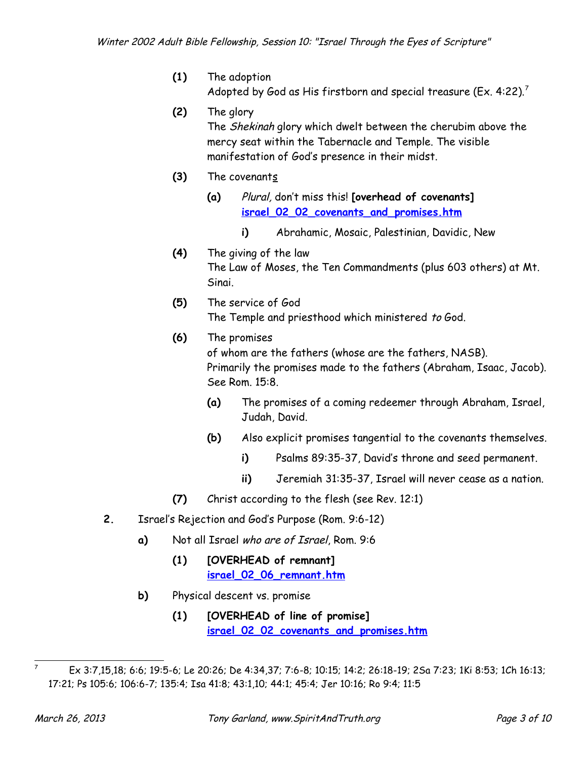- **(1)** The adoption
  Adopted by God as His firstborn and special treasure (Ex. 4:22).[7]
- **(2)** The glory
  The *Shekinah* glory which dwelt between the cherubim above the mercy seat within the Tabernacle and Temple. The visible manifestation of God's presence in their midst.
- **(3)** The covenant<u>s</u>
  - **(a)** *Plural,* don't miss this! **[overhead of covenants]** [israel_02_02_covenants_and_promises.htm](israel_02_02_covenants_and_promises.htm)
    - **i)** Abrahamic, Mosaic, Palestinian, Davidic, New
- **(4)** The giving of the law
  The Law of Moses, the Ten Commandments (plus 603 others) at Mt. Sinai.
- **(5)** The service of God
  The Temple and priesthood which ministered *to* God.
- **(6)** The promises
  of whom are the fathers (whose are the fathers, NASB).
  Primarily the promises made to the fathers (Abraham, Isaac, Jacob). See Rom. 15:8.
  - **(a)** The promises of a coming redeemer through Abraham, Israel, Judah, David.
  - **(b)** Also explicit promises tangential to the covenants themselves.
    - **i)** Psalms 89:35-37, David's throne and seed permanent.
    - **ii)** Jeremiah 31:35-37, Israel will never cease as a nation.
- **(7)** Christ according to the flesh (see Rev. 12:1)

**2.** Israel's Rejection and God's Purpose (Rom. 9:6-12)

- **a)** Not all Israel *who are of Israel*, Rom. 9:6
  - **(1)** **[OVERHEAD of remnant]** [israel_02_06_remnant.htm](israel_02_06_remnant.htm)
- **b)** Physical descent vs. promise
  - **(1)** **[OVERHEAD of line of promise]** [israel_02_02_covenants_and_promises.htm](israel_02_02_covenants_and_promises.htm)

---

[7] Ex 3:7,15,18; 6:6; 19:5-6; Le 20:26; De 4:34,37; 7:6-8; 10:15; 14:2; 26:18-19; 2Sa 7:23; 1Ki 8:53; 1Ch 16:13; 17:21; Ps 105:6; 106:6-7; 135:4; Isa 41:8; 43:1,10; 44:1; 45:4; Jer 10:16; Ro 9:4; 11:5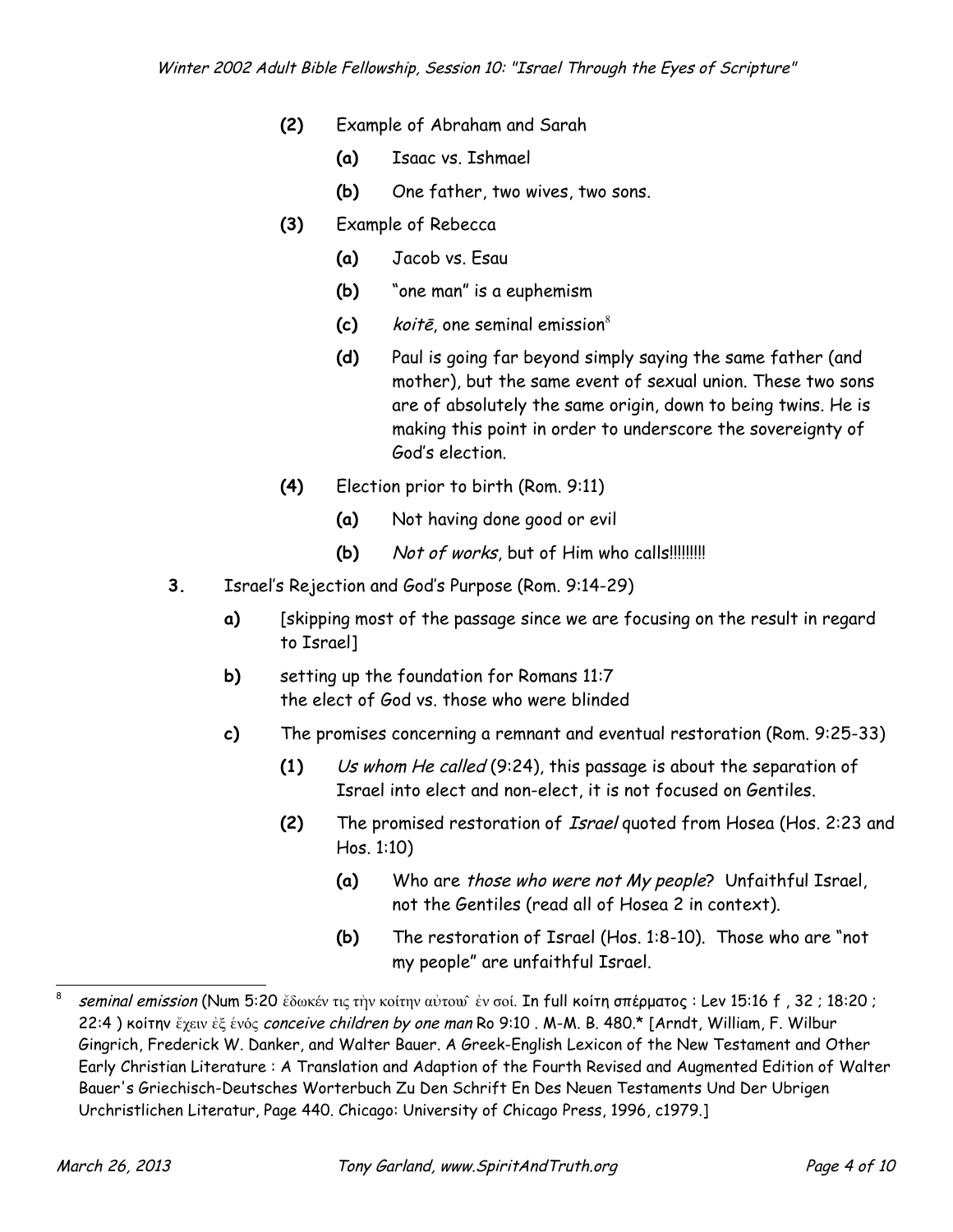- **(2)** Example of Abraham and Sarah
  - **(a)** Isaac vs. Ishmael
  - **(b)** One father, two wives, two sons.
- **(3)** Example of Rebecca
  - **(a)** Jacob vs. Esau
  - **(b)** "one man" is a euphemism
  - **(c)** *koitē*, one seminal emission[8]
  - **(d)** Paul is going far beyond simply saying the same father (and mother), but the same event of sexual union. These two sons are of absolutely the same origin, down to being twins. He is making this point in order to underscore the sovereignty of God's election.
- **(4)** Election prior to birth (Rom. 9:11)
  - **(a)** Not having done good or evil
  - **(b)** *Not of works*, but of Him who calls!!!!!!!!!

**3.** Israel's Rejection and God's Purpose (Rom. 9:14-29)

- **a)** [skipping most of the passage since we are focusing on the result in regard to Israel]
- **b)** setting up the foundation for Romans 11:7
  the elect of God vs. those who were blinded
- **c)** The promises concerning a remnant and eventual restoration (Rom. 9:25-33)
  - **(1)** *Us whom He called* (9:24), this passage is about the separation of Israel into elect and non-elect, it is not focused on Gentiles.
  - **(2)** The promised restoration of *Israel* quoted from Hosea (Hos. 2:23 and Hos. 1:10)
    - **(a)** Who are *those who were not My people*? Unfaithful Israel, not the Gentiles (read all of Hosea 2 in context).
    - **(b)** The restoration of Israel (Hos. 1:8-10). Those who are "not my people" are unfaithful Israel.

---

[8] *seminal emission* (Num 5:20 ἔδωκέν τις τὴν κοίτην αὐτοῦ ἐν σοί. In full κοίτη σπέρματος : Lev 15:16 f , 32 ; 18:20 ; 22:4 ) κοίτην ἔχειν ἐξ ἑνός *conceive children by one man* Ro 9:10 . M-M. B. 480.* [Arndt, William, F. Wilbur Gingrich, Frederick W. Danker, and Walter Bauer. A Greek-English Lexicon of the New Testament and Other Early Christian Literature : A Translation and Adaption of the Fourth Revised and Augmented Edition of Walter Bauer's Griechisch-Deutsches Worterbuch Zu Den Schrift En Des Neuen Testaments Und Der Ubrigen Urchristlichen Literatur, Page 440. Chicago: University of Chicago Press, 1996, c1979.]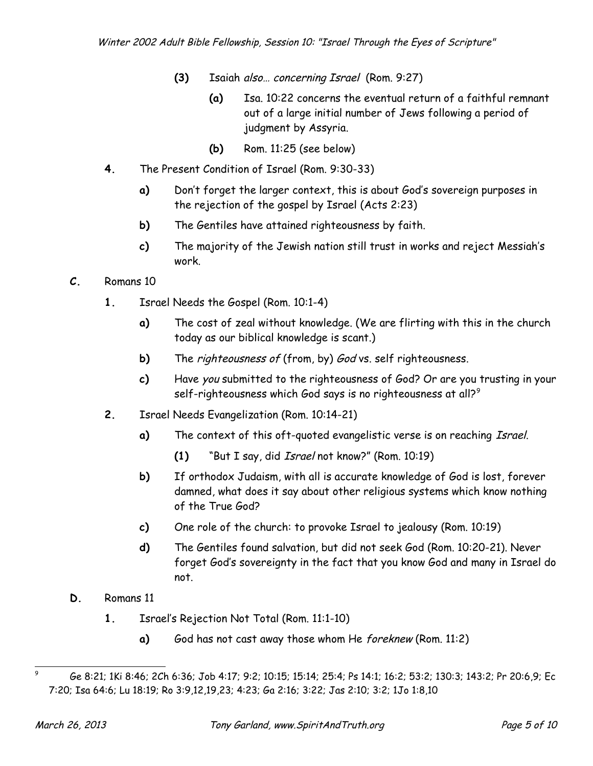- **(3)** Isaiah *also… concerning Israel* (Rom. 9:27)
    - **(a)** Isa. 10:22 concerns the eventual return of a faithful remnant out of a large initial number of Jews following a period of judgment by Assyria.
    - **(b)** Rom. 11:25 (see below)

**4.** The Present Condition of Israel (Rom. 9:30-33)

- **a)** Don't forget the larger context, this is about God's sovereign purposes in the rejection of the gospel by Israel (Acts 2:23)
- **b)** The Gentiles have attained righteousness by faith.
- **c)** The majority of the Jewish nation still trust in works and reject Messiah's work.

***C.*** Romans 10

**1.** Israel Needs the Gospel (Rom. 10:1-4)

- **a)** The cost of zeal without knowledge. (We are flirting with this in the church today as our biblical knowledge is scant.)
- **b)** The *righteousness of* (from, by) *God* vs. self righteousness.
- **c)** Have *you* submitted to the righteousness of God? Or are you trusting in your self-righteousness which God says is no righteousness at all?[9]

**2.** Israel Needs Evangelization (Rom. 10:14-21)

- **a)** The context of this oft-quoted evangelistic verse is on reaching *Israel*.
    - **(1)** "But I say, did *Israel* not know?" (Rom. 10:19)
- **b)** If orthodox Judaism, with all is accurate knowledge of God is lost, forever damned, what does it say about other religious systems which know nothing of the True God?
- **c)** One role of the church: to provoke Israel to jealousy (Rom. 10:19)
- **d)** The Gentiles found salvation, but did not seek God (Rom. 10:20-21). Never forget God's sovereignty in the fact that you know God and many in Israel do not.

**D.** Romans 11

**1.** Israel's Rejection Not Total (Rom. 11:1-10)

- **a)** God has not cast away those whom He *foreknew* (Rom. 11:2)

---

[9] Ge 8:21; 1Ki 8:46; 2Ch 6:36; Job 4:17; 9:2; 10:15; 15:14; 25:4; Ps 14:1; 16:2; 53:2; 130:3; 143:2; Pr 20:6,9; Ec 7:20; Isa 64:6; Lu 18:19; Ro 3:9,12,19,23; 4:23; Ga 2:16; 3:22; Jas 2:10; 3:2; 1Jo 1:8,10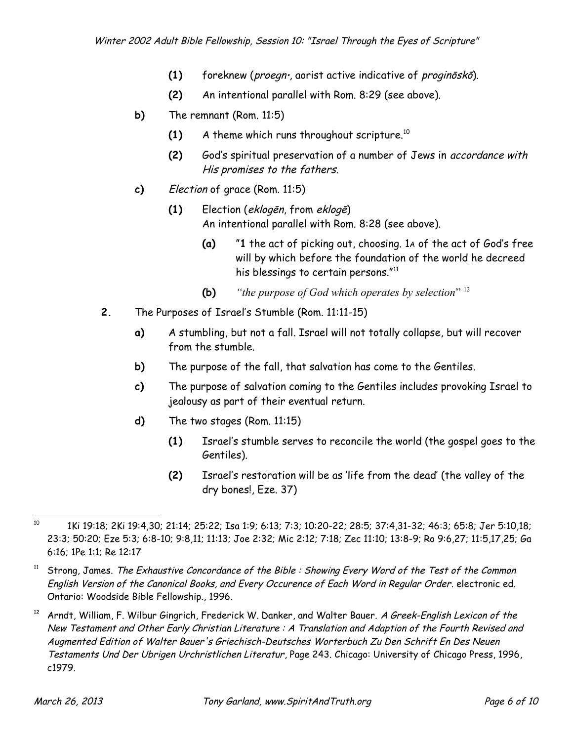- **(1)** foreknew (*proegn·*, aorist active indicative of *proginōskō*).
- **(2)** An intentional parallel with Rom. 8:29 (see above).

**b)** The remnant (Rom. 11:5)

- **(1)** A theme which runs throughout scripture.[10]
- **(2)** God's spiritual preservation of a number of Jews in *accordance with His promises to the fathers.*

**c)** *Election* of grace (Rom. 11:5)

- **(1)** Election (*eklogēn*, from *eklogē*)
  An intentional parallel with Rom. 8:28 (see above).
  - **(a)** "**1** the act of picking out, choosing. 1A of the act of God's free will by which before the foundation of the world he decreed his blessings to certain persons."[11]
  - **(b)** *"the purpose of God which operates by selection*" [12]

**2.** The Purposes of Israel's Stumble (Rom. 11:11-15)

**a)** A stumbling, but not a fall. Israel will not totally collapse, but will recover from the stumble.

**b)** The purpose of the fall, that salvation has come to the Gentiles.

**c)** The purpose of salvation coming to the Gentiles includes provoking Israel to jealousy as part of their eventual return.

**d)** The two stages (Rom. 11:15)

- **(1)** Israel's stumble serves to reconcile the world (the gospel goes to the Gentiles).
- **(2)** Israel's restoration will be as 'life from the dead' (the valley of the dry bones!, Eze. 37)

---

[10] 1Ki 19:18; 2Ki 19:4,30; 21:14; 25:22; Isa 1:9; 6:13; 7:3; 10:20-22; 28:5; 37:4,31-32; 46:3; 65:8; Jer 5:10,18; 23:3; 50:20; Eze 5:3; 6:8-10; 9:8,11; 11:13; Joe 2:32; Mic 2:12; 7:18; Zec 11:10; 13:8-9; Ro 9:6,27; 11:5,17,25; Ga 6:16; 1Pe 1:1; Re 12:17

[11] Strong, James. *The Exhaustive Concordance of the Bible : Showing Every Word of the Test of the Common English Version of the Canonical Books, and Every Occurence of Each Word in Regular Order*. electronic ed. Ontario: Woodside Bible Fellowship., 1996.

[12] Arndt, William, F. Wilbur Gingrich, Frederick W. Danker, and Walter Bauer. *A Greek-English Lexicon of the New Testament and Other Early Christian Literature : A Translation and Adaption of the Fourth Revised and Augmented Edition of Walter Bauer's Griechisch-Deutsches Worterbuch Zu Den Schrift En Des Neuen Testaments Und Der Ubrigen Urchristlichen Literatur*, Page 243. Chicago: University of Chicago Press, 1996, c1979.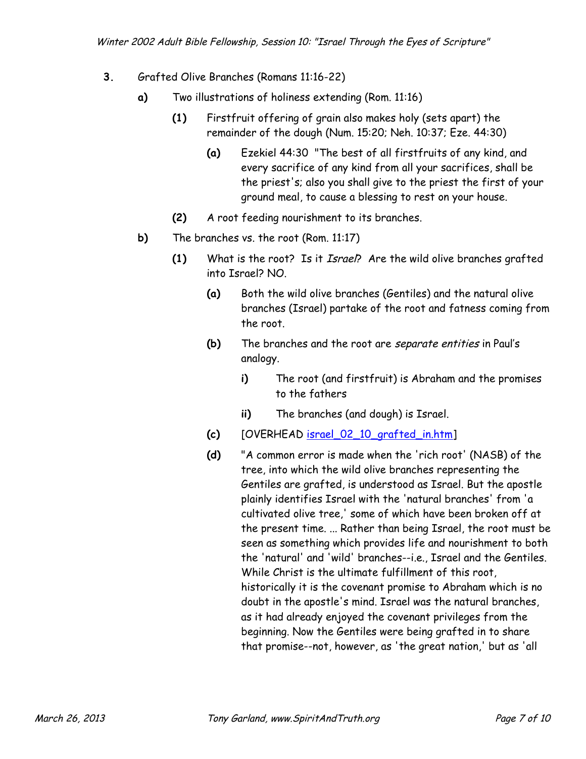3. Grafted Olive Branches (Romans 11:16-22)

   a) Two illustrations of holiness extending (Rom. 11:16)

      (1) Firstfruit offering of grain also makes holy (sets apart) the remainder of the dough (Num. 15:20; Neh. 10:37; Eze. 44:30)

         (a) Ezekiel 44:30 "The best of all firstfruits of any kind, and every sacrifice of any kind from all your sacrifices, shall be the priest's; also you shall give to the priest the first of your ground meal, to cause a blessing to rest on your house.

      (2) A root feeding nourishment to its branches.

   b) The branches vs. the root (Rom. 11:17)

      (1) What is the root? Is it *Israel*? Are the wild olive branches grafted into Israel? NO.

         (a) Both the wild olive branches (Gentiles) and the natural olive branches (Israel) partake of the root and fatness coming from the root.

         (b) The branches and the root are *separate entities* in Paul's analogy.

            i) The root (and firstfruit) is Abraham and the promises to the fathers

            ii) The branches (and dough) is Israel.

         (c) [OVERHEAD israel_02_10_grafted_in.htm]

         (d) "A common error is made when the 'rich root' (NASB) of the tree, into which the wild olive branches representing the Gentiles are grafted, is understood as Israel. But the apostle plainly identifies Israel with the 'natural branches' from 'a cultivated olive tree,' some of which have been broken off at the present time. ... Rather than being Israel, the root must be seen as something which provides life and nourishment to both the 'natural' and 'wild' branches--i.e., Israel and the Gentiles. While Christ is the ultimate fulfillment of this root, historically it is the covenant promise to Abraham which is no doubt in the apostle's mind. Israel was the natural branches, as it had already enjoyed the covenant privileges from the beginning. Now the Gentiles were being grafted in to share that promise--not, however, as 'the great nation,' but as 'all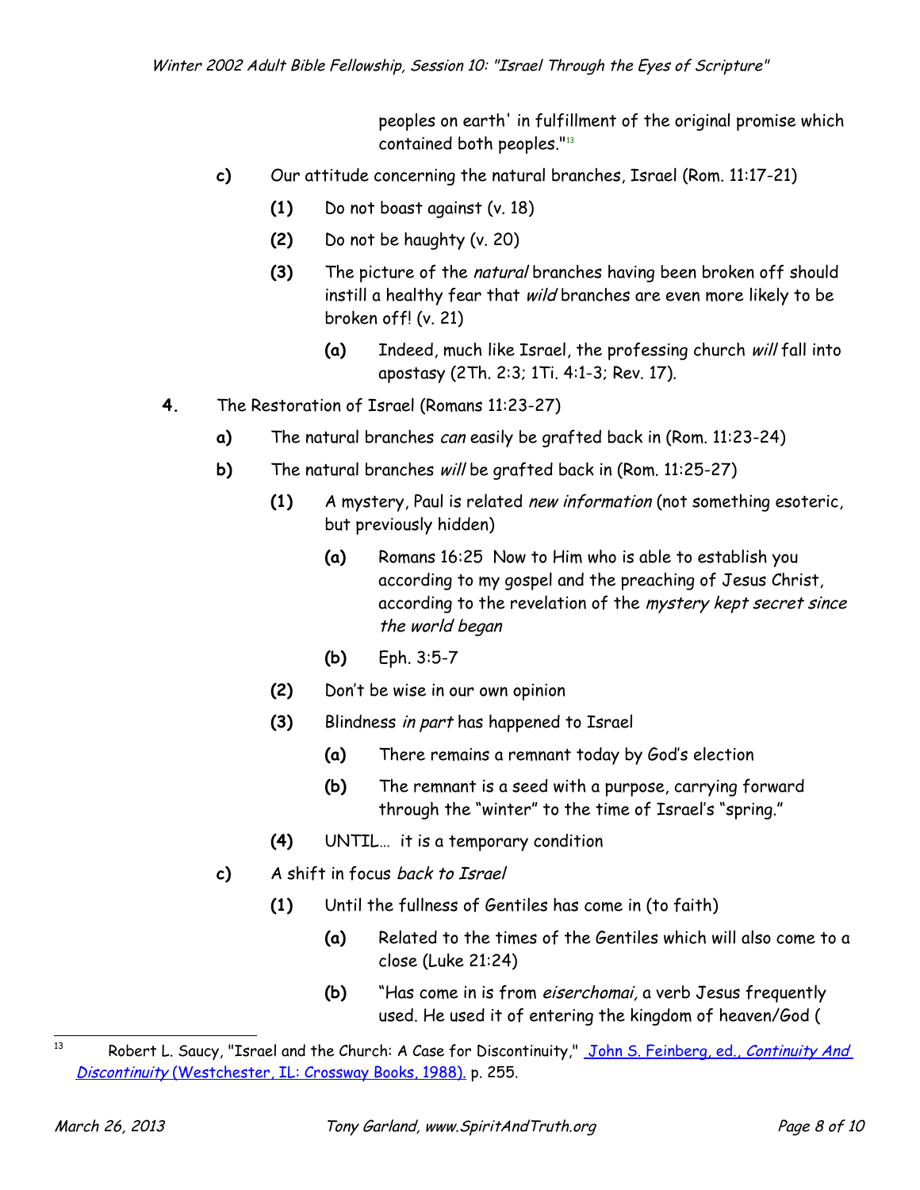peoples on earth' in fulfillment of the original promise which contained both peoples."[13]

- **c)** Our attitude concerning the natural branches, Israel (Rom. 11:17-21)
  - **(1)** Do not boast against (v. 18)
  - **(2)** Do not be haughty (v. 20)
  - **(3)** The picture of the *natural* branches having been broken off should instill a healthy fear that *wild* branches are even more likely to be broken off! (v. 21)
    - **(a)** Indeed, much like Israel, the professing church *will* fall into apostasy (2Th. 2:3; 1Ti. 4:1-3; Rev. 17).

**4.** The Restoration of Israel (Romans 11:23-27)

- **a)** The natural branches *can* easily be grafted back in (Rom. 11:23-24)
- **b)** The natural branches *will* be grafted back in (Rom. 11:25-27)
  - **(1)** A mystery, Paul is related *new information* (not something esoteric, but previously hidden)
    - **(a)** Romans 16:25 Now to Him who is able to establish you according to my gospel and the preaching of Jesus Christ, according to the revelation of the *mystery kept secret since the world began*
    - **(b)** Eph. 3:5-7
  - **(2)** Don't be wise in our own opinion
  - **(3)** Blindness *in part* has happened to Israel
    - **(a)** There remains a remnant today by God's election
    - **(b)** The remnant is a seed with a purpose, carrying forward through the "winter" to the time of Israel's "spring."
  - **(4)** UNTIL… it is a temporary condition
- **c)** *A shift in focus back to Israel*
  - **(1)** Until the fullness of Gentiles has come in (to faith)
    - **(a)** Related to the times of the Gentiles which will also come to a close (Luke 21:24)
    - **(b)** "Has come in is from *eiserchomai,* a verb Jesus frequently used. He used it of entering the kingdom of heaven/God (

---

[13] Robert L. Saucy, "Israel and the Church: A Case for Discontinuity," John S. Feinberg, ed., *Continuity And Discontinuity* (Westchester, IL: Crossway Books, 1988). p. 255.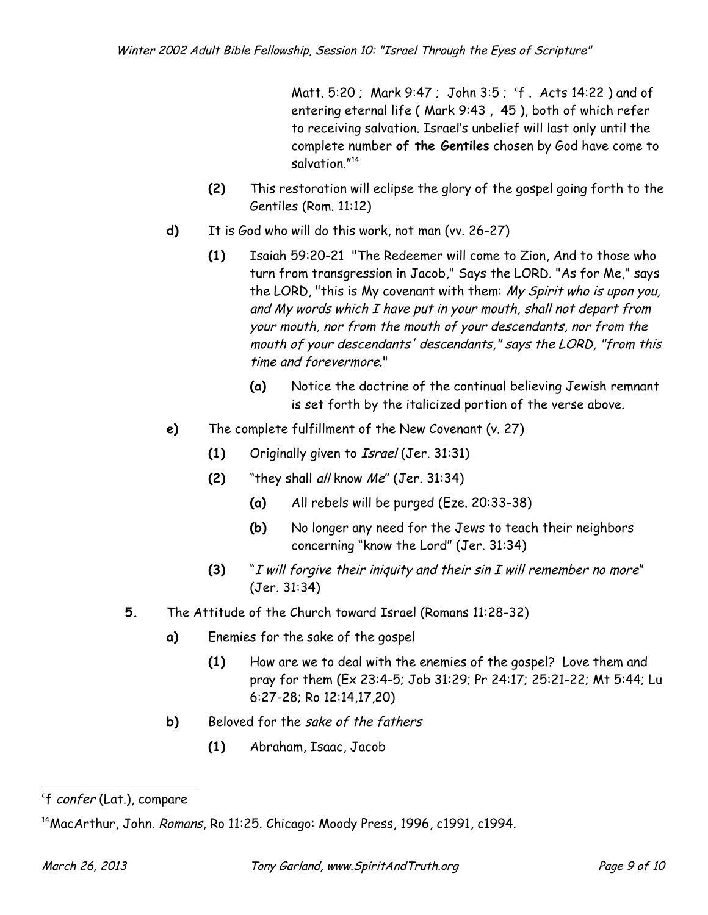Matt. 5:20 ; Mark 9:47 ; John 3:5 ; [c]f . Acts 14:22 ) and of entering eternal life ( Mark 9:43 , 45 ), both of which refer to receiving salvation. Israel's unbelief will last only until the complete number **of the Gentiles** chosen by God have come to salvation."[14]

- **(2)** This restoration will eclipse the glory of the gospel going forth to the Gentiles (Rom. 11:12)

**d)** It is God who will do this work, not man (vv. 26-27)

- **(1)** Isaiah 59:20-21 "The Redeemer will come to Zion, And to those who turn from transgression in Jacob," Says the LORD. "As for Me," says the LORD, "this is My covenant with them: *My Spirit who is upon you, and My words which I have put in your mouth, shall not depart from your mouth, nor from the mouth of your descendants, nor from the mouth of your descendants' descendants," says the LORD, "from this time and forevermore.*"
  - **(a)** Notice the doctrine of the continual believing Jewish remnant is set forth by the italicized portion of the verse above.

**e)** The complete fulfillment of the New Covenant (v. 27)

- **(1)** Originally given to *Israel* (Jer. 31:31)
- **(2)** "they shall *all* know *Me*" (Jer. 31:34)
  - **(a)** All rebels will be purged (Eze. 20:33-38)
  - **(b)** No longer any need for the Jews to teach their neighbors concerning "know the Lord" (Jer. 31:34)
- **(3)** "*I will forgive their iniquity and their sin I will remember no more*" (Jer. 31:34)

**5.** The Attitude of the Church toward Israel (Romans 11:28-32)

**a)** Enemies for the sake of the gospel

- **(1)** How are we to deal with the enemies of the gospel? Love them and pray for them (Ex 23:4-5; Job 31:29; Pr 24:17; 25:21-22; Mt 5:44; Lu 6:27-28; Ro 12:14,17,20)

**b)** Beloved for the *sake of the fathers*

- **(1)** Abraham, Isaac, Jacob

---

[c]f *confer* (Lat.), compare

[14]MacArthur, John. *Romans*, Ro 11:25. Chicago: Moody Press, 1996, c1991, c1994.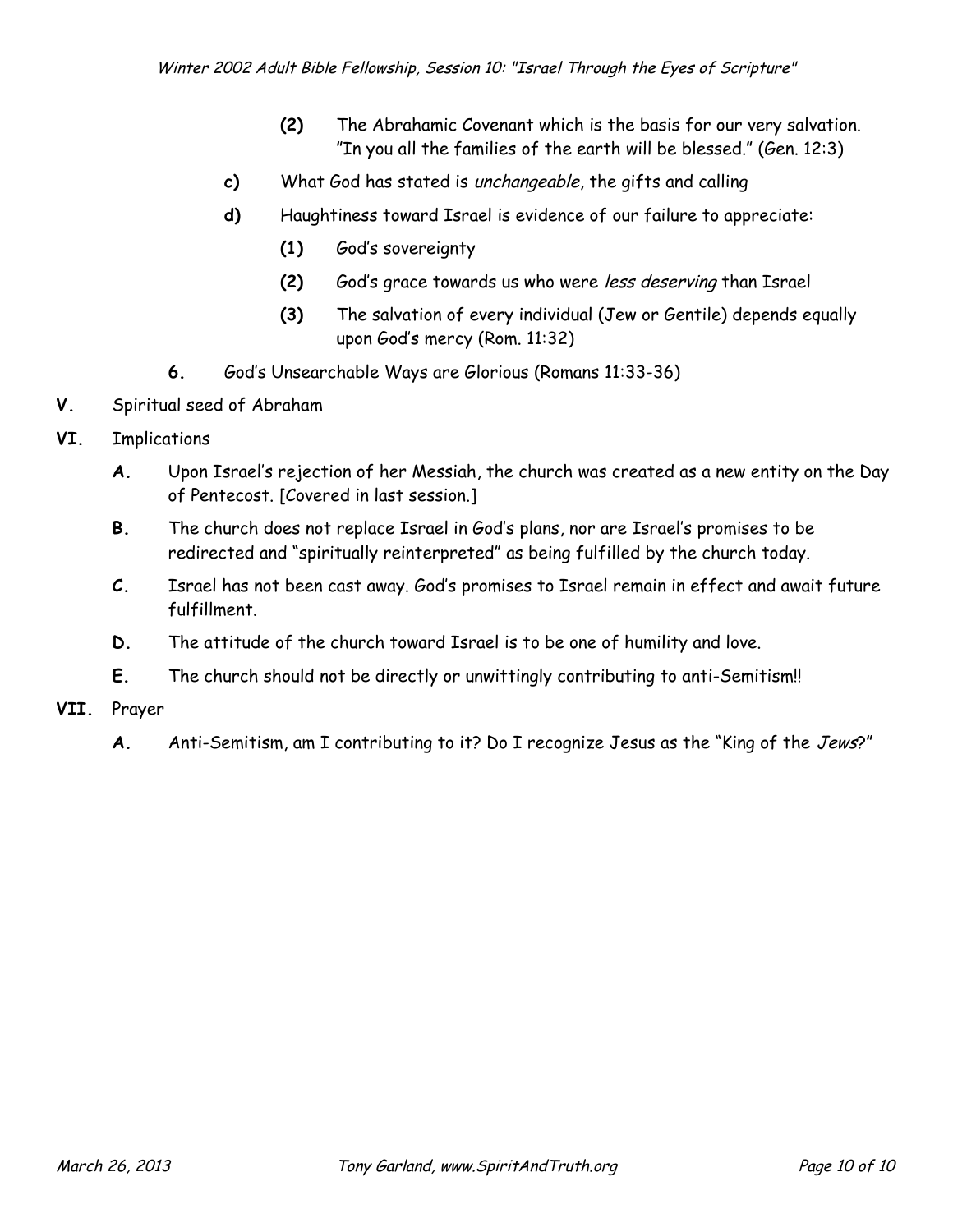- **(2)** The Abrahamic Covenant which is the basis for our very salvation. "In you all the families of the earth will be blessed." (Gen. 12:3)

- **c)** What God has stated is *unchangeable*, the gifts and calling
- **d)** Haughtiness toward Israel is evidence of our failure to appreciate:
  - **(1)** God's sovereignty
  - **(2)** God's grace towards us who were *less deserving* than Israel
  - **(3)** The salvation of every individual (Jew or Gentile) depends equally upon God's mercy (Rom. 11:32)

**6.** God's Unsearchable Ways are Glorious (Romans 11:33-36)

**V.** Spiritual seed of Abraham

**VI.** Implications

- **A.** Upon Israel's rejection of her Messiah, the church was created as a new entity on the Day of Pentecost. [Covered in last session.]
- **B.** The church does not replace Israel in God's plans, nor are Israel's promises to be redirected and "spiritually reinterpreted" as being fulfilled by the church today.
- **C.** Israel has not been cast away. God's promises to Israel remain in effect and await future fulfillment.
- **D.** The attitude of the church toward Israel is to be one of humility and love.
- **E.** The church should not be directly or unwittingly contributing to anti-Semitism!!

**VII.** Prayer

- **A.** Anti-Semitism, am I contributing to it? Do I recognize Jesus as the "King of the *Jews*?"